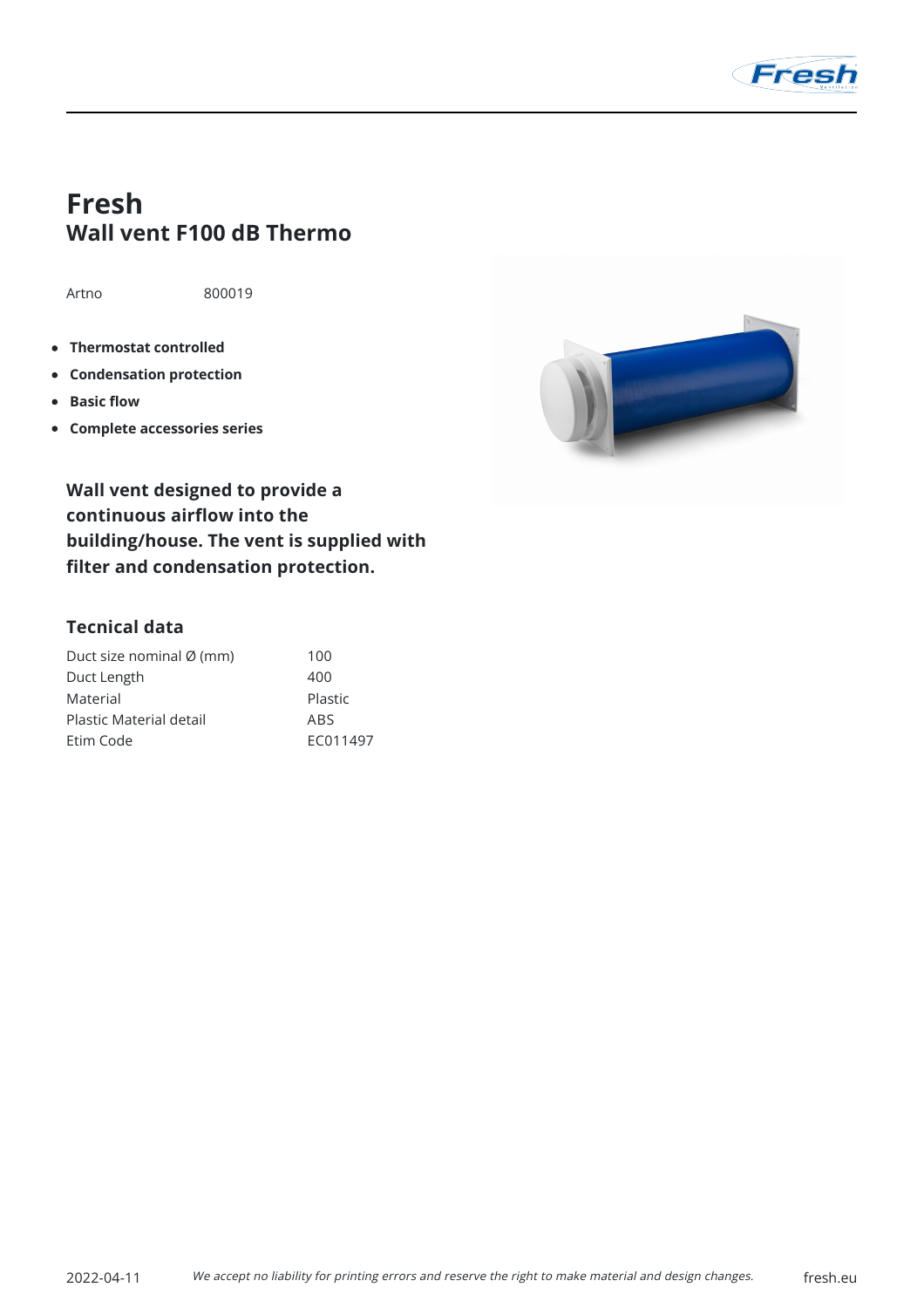# Fresh

## Wall vent F100 dB Thermo

Artno 800019

- **Thermostat controlled**
- **Condensation protection**
- **Basic flow**
- **Complete accessories series**

**Wall vent designed to provide a continuous airflow into the building/house. The vent is supplied with filter and condensation protection.**

### Tecnical data

| | |
|---|---|
| Duct size nominal Ø (mm) | 100 |
| Duct Length | 400 |
| Material | Plastic |
| Plastic Material detail | ABS |
| Etim Code | EC011497 |

2022-04-11 *We accept no liability for printing errors and reserve the right to make material and design changes.* fresh.eu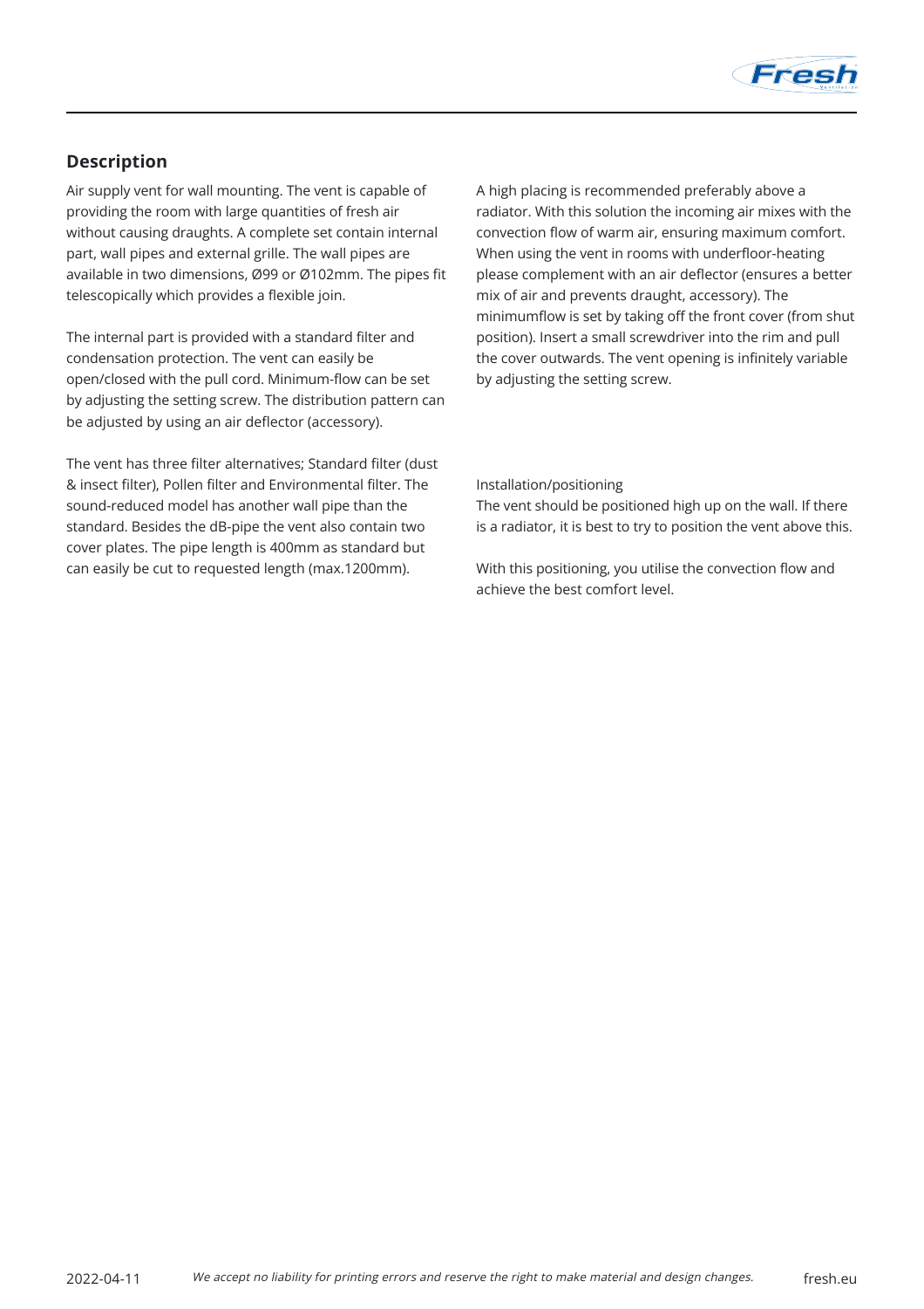## Description

Air supply vent for wall mounting. The vent is capable of providing the room with large quantities of fresh air without causing draughts. A complete set contain internal part, wall pipes and external grille. The wall pipes are available in two dimensions, Ø99 or Ø102mm. The pipes fit telescopically which provides a flexible join.

The internal part is provided with a standard filter and condensation protection. The vent can easily be open/closed with the pull cord. Minimum-flow can be set by adjusting the setting screw. The distribution pattern can be adjusted by using an air deflector (accessory).

The vent has three filter alternatives; Standard filter (dust & insect filter), Pollen filter and Environmental filter. The sound-reduced model has another wall pipe than the standard. Besides the dB-pipe the vent also contain two cover plates. The pipe length is 400mm as standard but can easily be cut to requested length (max.1200mm).

A high placing is recommended preferably above a radiator. With this solution the incoming air mixes with the convection flow of warm air, ensuring maximum comfort. When using the vent in rooms with underfloor-heating please complement with an air deflector (ensures a better mix of air and prevents draught, accessory). The minimumflow is set by taking off the front cover (from shut position). Insert a small screwdriver into the rim and pull the cover outwards. The vent opening is infinitely variable by adjusting the setting screw.

Installation/positioning
The vent should be positioned high up on the wall. If there is a radiator, it is best to try to position the vent above this.

With this positioning, you utilise the convection flow and achieve the best comfort level.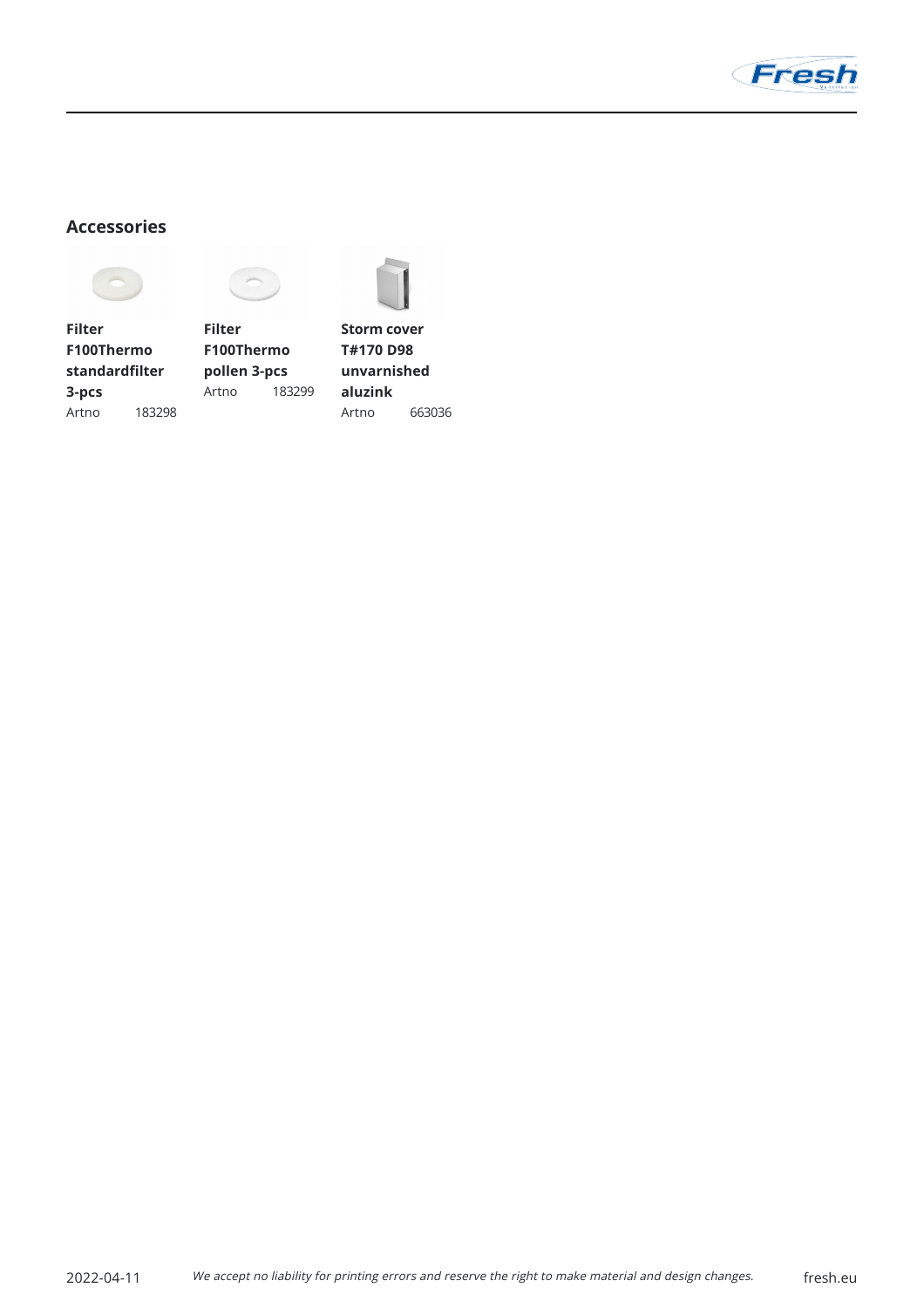## Accessories

**Filter F100Thermo standardfilter 3-pcs**
Artno 183298

**Filter F100Thermo pollen 3-pcs**
Artno 183299

**Storm cover T#170 D98 unvarnished aluzink**
Artno 663036